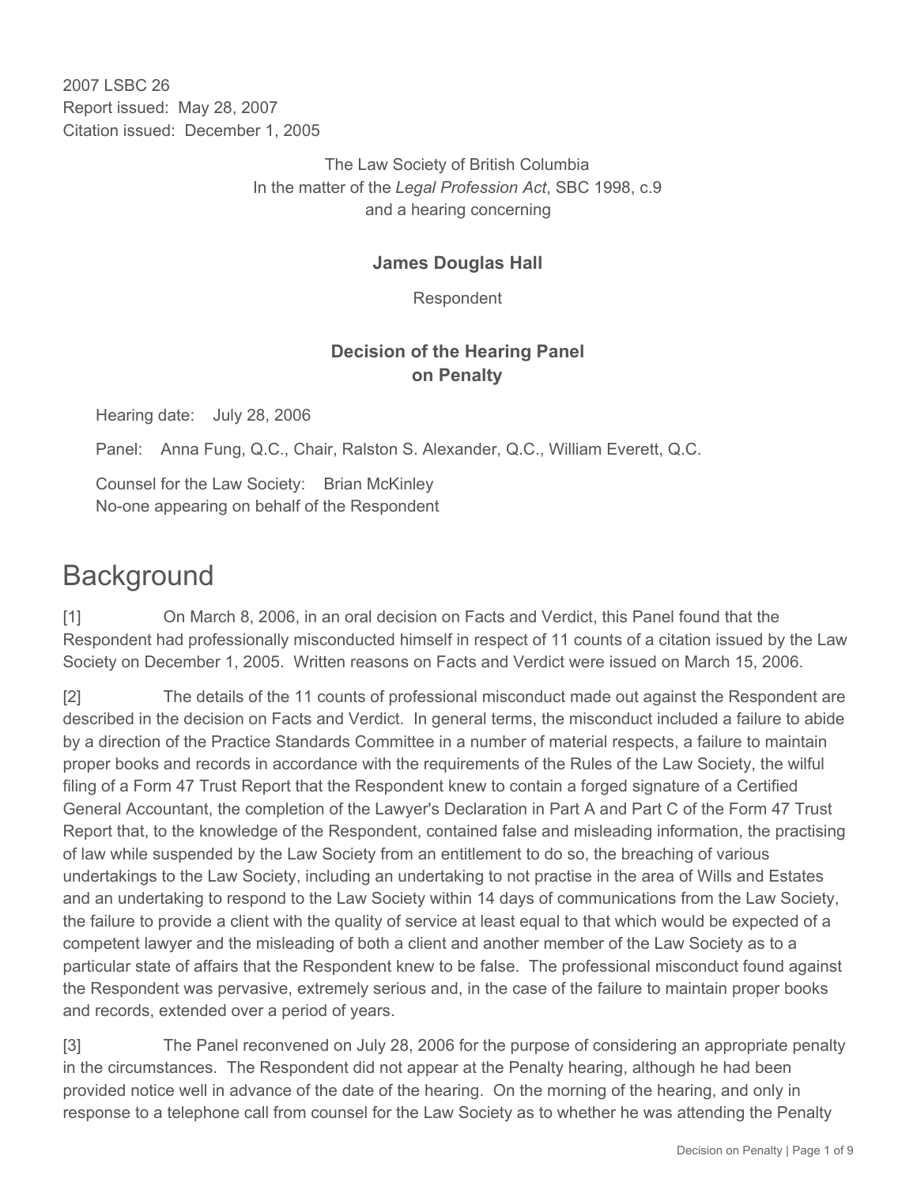2007 LSBC 26
Report issued: May 28, 2007
Citation issued: December 1, 2005

The Law Society of British Columbia
In the matter of the *Legal Profession Act*, SBC 1998, c.9
and a hearing concerning

**James Douglas Hall**

Respondent

**Decision of the Hearing Panel on Penalty**

Hearing date: July 28, 2006

Panel: Anna Fung, Q.C., Chair, Ralston S. Alexander, Q.C., William Everett, Q.C.

Counsel for the Law Society: Brian McKinley
No-one appearing on behalf of the Respondent

# Background

[1] On March 8, 2006, in an oral decision on Facts and Verdict, this Panel found that the Respondent had professionally misconducted himself in respect of 11 counts of a citation issued by the Law Society on December 1, 2005. Written reasons on Facts and Verdict were issued on March 15, 2006.

[2] The details of the 11 counts of professional misconduct made out against the Respondent are described in the decision on Facts and Verdict. In general terms, the misconduct included a failure to abide by a direction of the Practice Standards Committee in a number of material respects, a failure to maintain proper books and records in accordance with the requirements of the Rules of the Law Society, the wilful filing of a Form 47 Trust Report that the Respondent knew to contain a forged signature of a Certified General Accountant, the completion of the Lawyer's Declaration in Part A and Part C of the Form 47 Trust Report that, to the knowledge of the Respondent, contained false and misleading information, the practising of law while suspended by the Law Society from an entitlement to do so, the breaching of various undertakings to the Law Society, including an undertaking to not practise in the area of Wills and Estates and an undertaking to respond to the Law Society within 14 days of communications from the Law Society, the failure to provide a client with the quality of service at least equal to that which would be expected of a competent lawyer and the misleading of both a client and another member of the Law Society as to a particular state of affairs that the Respondent knew to be false. The professional misconduct found against the Respondent was pervasive, extremely serious and, in the case of the failure to maintain proper books and records, extended over a period of years.

[3] The Panel reconvened on July 28, 2006 for the purpose of considering an appropriate penalty in the circumstances. The Respondent did not appear at the Penalty hearing, although he had been provided notice well in advance of the date of the hearing. On the morning of the hearing, and only in response to a telephone call from counsel for the Law Society as to whether he was attending the Penalty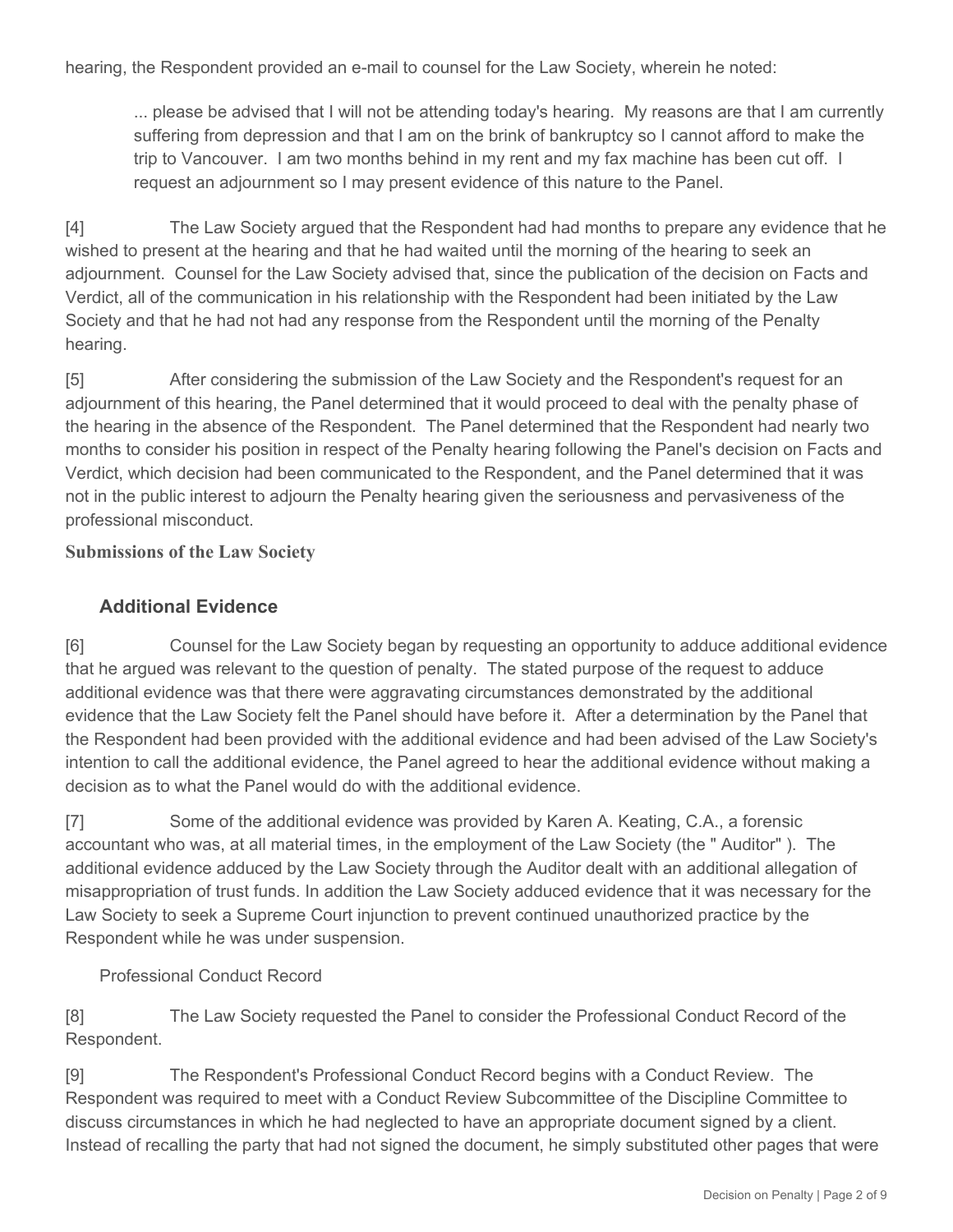hearing, the Respondent provided an e-mail to counsel for the Law Society, wherein he noted:

> ... please be advised that I will not be attending today's hearing. My reasons are that I am currently suffering from depression and that I am on the brink of bankruptcy so I cannot afford to make the trip to Vancouver. I am two months behind in my rent and my fax machine has been cut off. I request an adjournment so I may present evidence of this nature to the Panel.

[4] The Law Society argued that the Respondent had had months to prepare any evidence that he wished to present at the hearing and that he had waited until the morning of the hearing to seek an adjournment. Counsel for the Law Society advised that, since the publication of the decision on Facts and Verdict, all of the communication in his relationship with the Respondent had been initiated by the Law Society and that he had not had any response from the Respondent until the morning of the Penalty hearing.

[5] After considering the submission of the Law Society and the Respondent's request for an adjournment of this hearing, the Panel determined that it would proceed to deal with the penalty phase of the hearing in the absence of the Respondent. The Panel determined that the Respondent had nearly two months to consider his position in respect of the Penalty hearing following the Panel's decision on Facts and Verdict, which decision had been communicated to the Respondent, and the Panel determined that it was not in the public interest to adjourn the Penalty hearing given the seriousness and pervasiveness of the professional misconduct.

**Submissions of the Law Society**

### Additional Evidence

[6] Counsel for the Law Society began by requesting an opportunity to adduce additional evidence that he argued was relevant to the question of penalty. The stated purpose of the request to adduce additional evidence was that there were aggravating circumstances demonstrated by the additional evidence that the Law Society felt the Panel should have before it. After a determination by the Panel that the Respondent had been provided with the additional evidence and had been advised of the Law Society's intention to call the additional evidence, the Panel agreed to hear the additional evidence without making a decision as to what the Panel would do with the additional evidence.

[7] Some of the additional evidence was provided by Karen A. Keating, C.A., a forensic accountant who was, at all material times, in the employment of the Law Society (the " Auditor" ). The additional evidence adduced by the Law Society through the Auditor dealt with an additional allegation of misappropriation of trust funds. In addition the Law Society adduced evidence that it was necessary for the Law Society to seek a Supreme Court injunction to prevent continued unauthorized practice by the Respondent while he was under suspension.

Professional Conduct Record

[8] The Law Society requested the Panel to consider the Professional Conduct Record of the Respondent.

[9] The Respondent's Professional Conduct Record begins with a Conduct Review. The Respondent was required to meet with a Conduct Review Subcommittee of the Discipline Committee to discuss circumstances in which he had neglected to have an appropriate document signed by a client. Instead of recalling the party that had not signed the document, he simply substituted other pages that were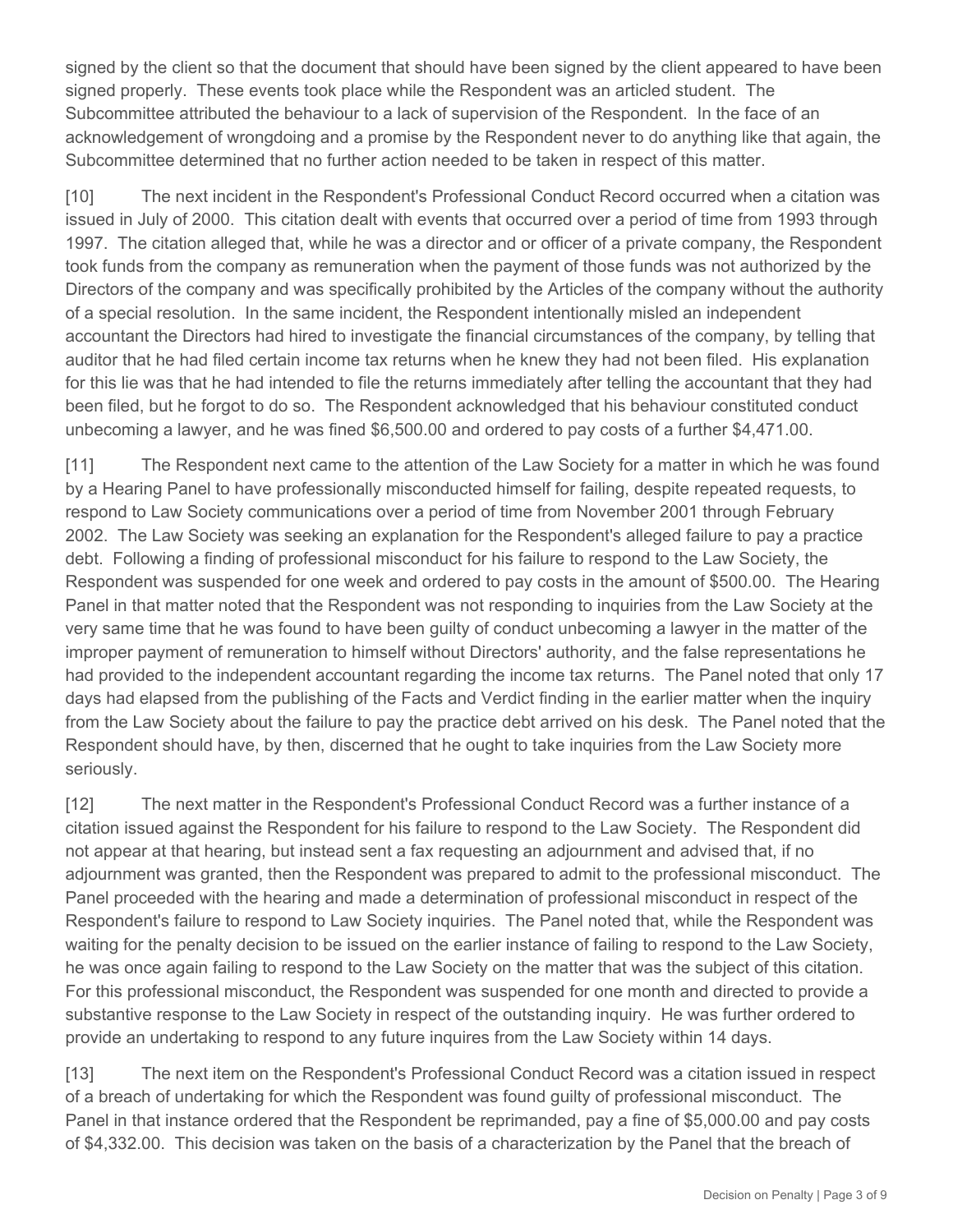signed by the client so that the document that should have been signed by the client appeared to have been signed properly. These events took place while the Respondent was an articled student. The Subcommittee attributed the behaviour to a lack of supervision of the Respondent. In the face of an acknowledgement of wrongdoing and a promise by the Respondent never to do anything like that again, the Subcommittee determined that no further action needed to be taken in respect of this matter.

[10] The next incident in the Respondent's Professional Conduct Record occurred when a citation was issued in July of 2000. This citation dealt with events that occurred over a period of time from 1993 through 1997. The citation alleged that, while he was a director and or officer of a private company, the Respondent took funds from the company as remuneration when the payment of those funds was not authorized by the Directors of the company and was specifically prohibited by the Articles of the company without the authority of a special resolution. In the same incident, the Respondent intentionally misled an independent accountant the Directors had hired to investigate the financial circumstances of the company, by telling that auditor that he had filed certain income tax returns when he knew they had not been filed. His explanation for this lie was that he had intended to file the returns immediately after telling the accountant that they had been filed, but he forgot to do so. The Respondent acknowledged that his behaviour constituted conduct unbecoming a lawyer, and he was fined $6,500.00 and ordered to pay costs of a further $4,471.00.

[11] The Respondent next came to the attention of the Law Society for a matter in which he was found by a Hearing Panel to have professionally misconducted himself for failing, despite repeated requests, to respond to Law Society communications over a period of time from November 2001 through February 2002. The Law Society was seeking an explanation for the Respondent's alleged failure to pay a practice debt. Following a finding of professional misconduct for his failure to respond to the Law Society, the Respondent was suspended for one week and ordered to pay costs in the amount of $500.00. The Hearing Panel in that matter noted that the Respondent was not responding to inquiries from the Law Society at the very same time that he was found to have been guilty of conduct unbecoming a lawyer in the matter of the improper payment of remuneration to himself without Directors' authority, and the false representations he had provided to the independent accountant regarding the income tax returns. The Panel noted that only 17 days had elapsed from the publishing of the Facts and Verdict finding in the earlier matter when the inquiry from the Law Society about the failure to pay the practice debt arrived on his desk. The Panel noted that the Respondent should have, by then, discerned that he ought to take inquiries from the Law Society more seriously.

[12] The next matter in the Respondent's Professional Conduct Record was a further instance of a citation issued against the Respondent for his failure to respond to the Law Society. The Respondent did not appear at that hearing, but instead sent a fax requesting an adjournment and advised that, if no adjournment was granted, then the Respondent was prepared to admit to the professional misconduct. The Panel proceeded with the hearing and made a determination of professional misconduct in respect of the Respondent's failure to respond to Law Society inquiries. The Panel noted that, while the Respondent was waiting for the penalty decision to be issued on the earlier instance of failing to respond to the Law Society, he was once again failing to respond to the Law Society on the matter that was the subject of this citation. For this professional misconduct, the Respondent was suspended for one month and directed to provide a substantive response to the Law Society in respect of the outstanding inquiry. He was further ordered to provide an undertaking to respond to any future inquires from the Law Society within 14 days.

[13] The next item on the Respondent's Professional Conduct Record was a citation issued in respect of a breach of undertaking for which the Respondent was found guilty of professional misconduct. The Panel in that instance ordered that the Respondent be reprimanded, pay a fine of $5,000.00 and pay costs of $4,332.00. This decision was taken on the basis of a characterization by the Panel that the breach of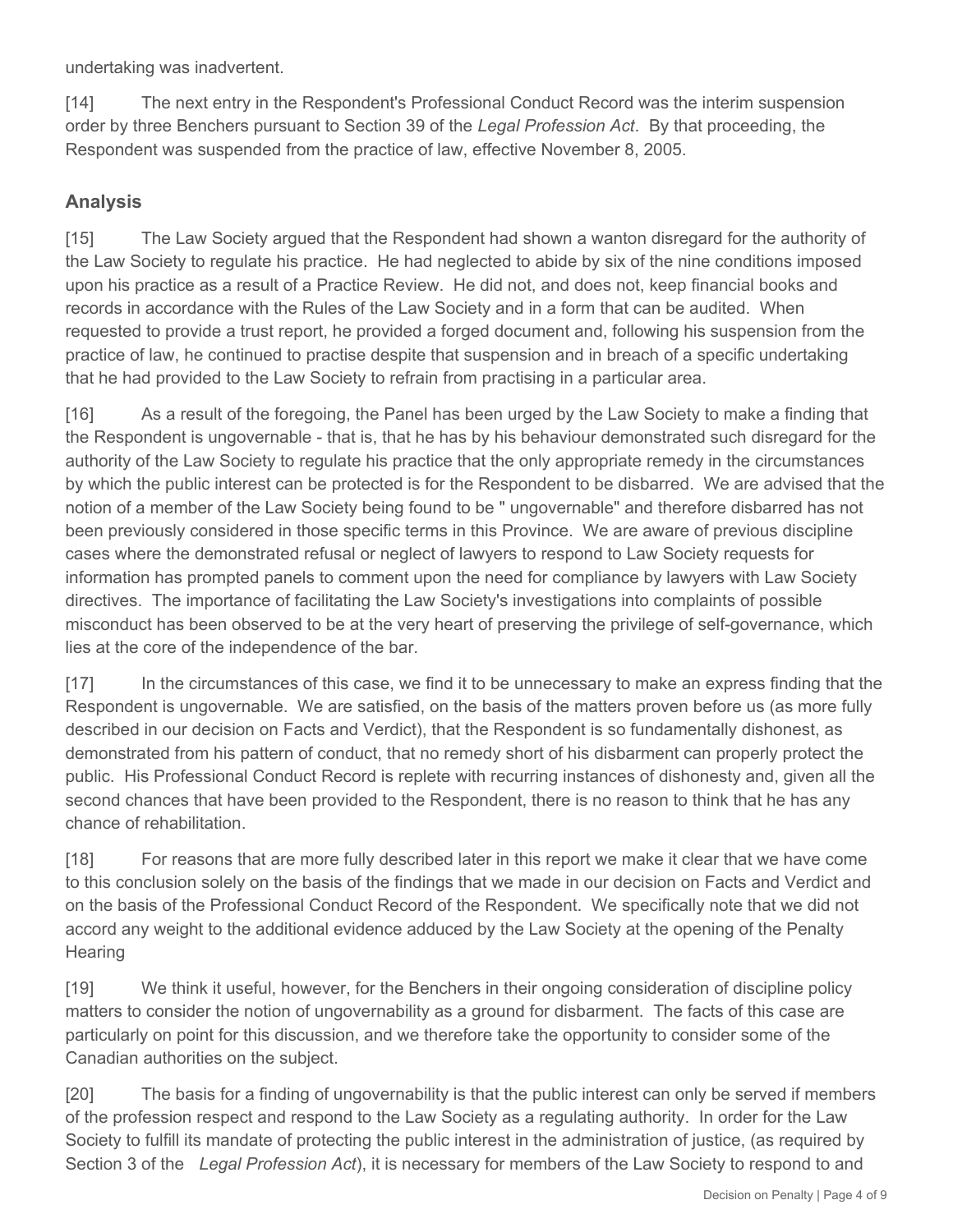undertaking was inadvertent.

[14] The next entry in the Respondent's Professional Conduct Record was the interim suspension order by three Benchers pursuant to Section 39 of the *Legal Profession Act*. By that proceeding, the Respondent was suspended from the practice of law, effective November 8, 2005.

## Analysis

[15] The Law Society argued that the Respondent had shown a wanton disregard for the authority of the Law Society to regulate his practice. He had neglected to abide by six of the nine conditions imposed upon his practice as a result of a Practice Review. He did not, and does not, keep financial books and records in accordance with the Rules of the Law Society and in a form that can be audited. When requested to provide a trust report, he provided a forged document and, following his suspension from the practice of law, he continued to practise despite that suspension and in breach of a specific undertaking that he had provided to the Law Society to refrain from practising in a particular area.

[16] As a result of the foregoing, the Panel has been urged by the Law Society to make a finding that the Respondent is ungovernable - that is, that he has by his behaviour demonstrated such disregard for the authority of the Law Society to regulate his practice that the only appropriate remedy in the circumstances by which the public interest can be protected is for the Respondent to be disbarred. We are advised that the notion of a member of the Law Society being found to be " ungovernable" and therefore disbarred has not been previously considered in those specific terms in this Province. We are aware of previous discipline cases where the demonstrated refusal or neglect of lawyers to respond to Law Society requests for information has prompted panels to comment upon the need for compliance by lawyers with Law Society directives. The importance of facilitating the Law Society's investigations into complaints of possible misconduct has been observed to be at the very heart of preserving the privilege of self-governance, which lies at the core of the independence of the bar.

[17] In the circumstances of this case, we find it to be unnecessary to make an express finding that the Respondent is ungovernable. We are satisfied, on the basis of the matters proven before us (as more fully described in our decision on Facts and Verdict), that the Respondent is so fundamentally dishonest, as demonstrated from his pattern of conduct, that no remedy short of his disbarment can properly protect the public. His Professional Conduct Record is replete with recurring instances of dishonesty and, given all the second chances that have been provided to the Respondent, there is no reason to think that he has any chance of rehabilitation.

[18] For reasons that are more fully described later in this report we make it clear that we have come to this conclusion solely on the basis of the findings that we made in our decision on Facts and Verdict and on the basis of the Professional Conduct Record of the Respondent. We specifically note that we did not accord any weight to the additional evidence adduced by the Law Society at the opening of the Penalty Hearing

[19] We think it useful, however, for the Benchers in their ongoing consideration of discipline policy matters to consider the notion of ungovernability as a ground for disbarment. The facts of this case are particularly on point for this discussion, and we therefore take the opportunity to consider some of the Canadian authorities on the subject.

[20] The basis for a finding of ungovernability is that the public interest can only be served if members of the profession respect and respond to the Law Society as a regulating authority. In order for the Law Society to fulfill its mandate of protecting the public interest in the administration of justice, (as required by Section 3 of the *Legal Profession Act*), it is necessary for members of the Law Society to respond to and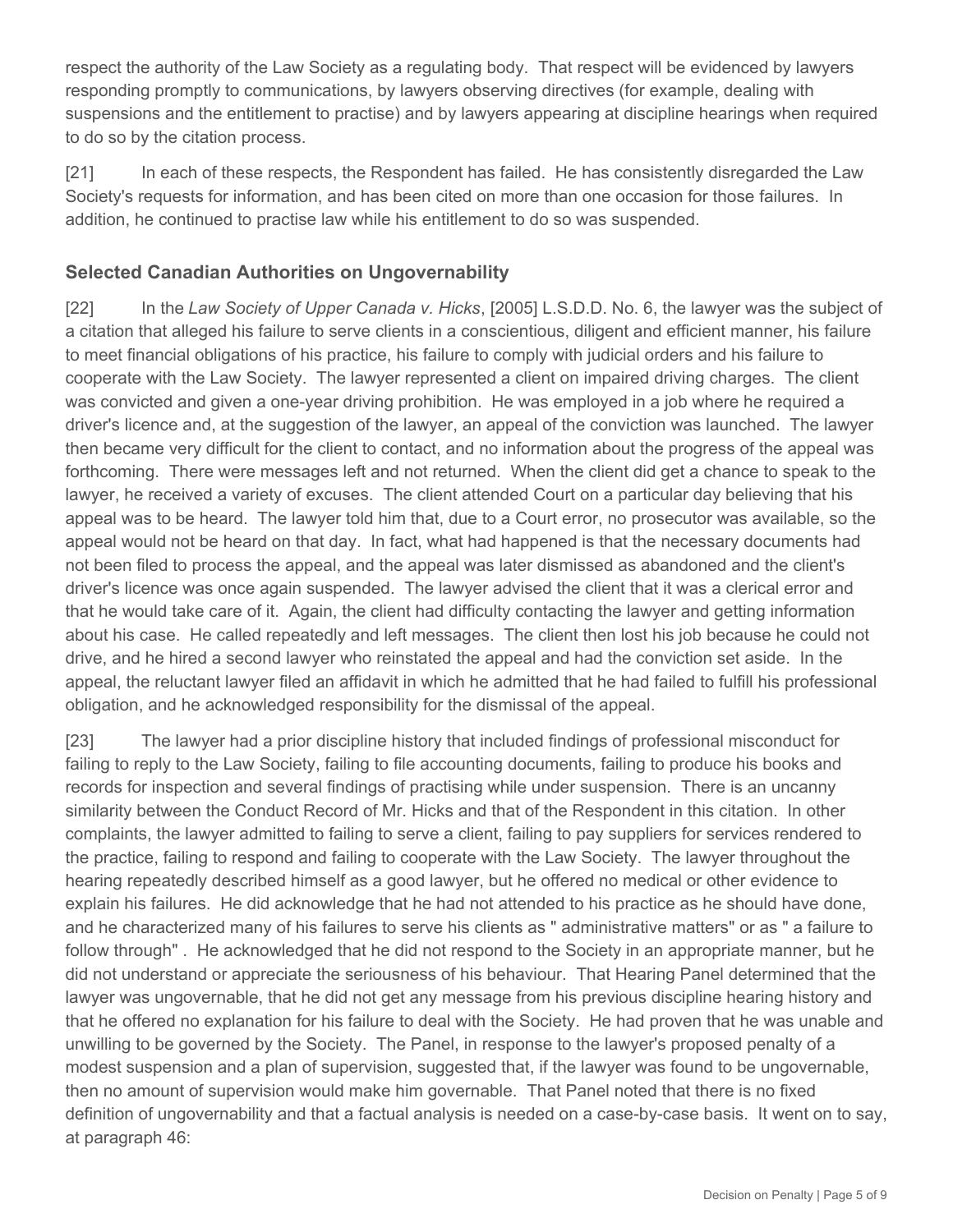respect the authority of the Law Society as a regulating body. That respect will be evidenced by lawyers responding promptly to communications, by lawyers observing directives (for example, dealing with suspensions and the entitlement to practise) and by lawyers appearing at discipline hearings when required to do so by the citation process.

[21] In each of these respects, the Respondent has failed. He has consistently disregarded the Law Society's requests for information, and has been cited on more than one occasion for those failures. In addition, he continued to practise law while his entitlement to do so was suspended.

## Selected Canadian Authorities on Ungovernability

[22] In the *Law Society of Upper Canada v. Hicks*, [2005] L.S.D.D. No. 6, the lawyer was the subject of a citation that alleged his failure to serve clients in a conscientious, diligent and efficient manner, his failure to meet financial obligations of his practice, his failure to comply with judicial orders and his failure to cooperate with the Law Society. The lawyer represented a client on impaired driving charges. The client was convicted and given a one-year driving prohibition. He was employed in a job where he required a driver's licence and, at the suggestion of the lawyer, an appeal of the conviction was launched. The lawyer then became very difficult for the client to contact, and no information about the progress of the appeal was forthcoming. There were messages left and not returned. When the client did get a chance to speak to the lawyer, he received a variety of excuses. The client attended Court on a particular day believing that his appeal was to be heard. The lawyer told him that, due to a Court error, no prosecutor was available, so the appeal would not be heard on that day. In fact, what had happened is that the necessary documents had not been filed to process the appeal, and the appeal was later dismissed as abandoned and the client's driver's licence was once again suspended. The lawyer advised the client that it was a clerical error and that he would take care of it. Again, the client had difficulty contacting the lawyer and getting information about his case. He called repeatedly and left messages. The client then lost his job because he could not drive, and he hired a second lawyer who reinstated the appeal and had the conviction set aside. In the appeal, the reluctant lawyer filed an affidavit in which he admitted that he had failed to fulfill his professional obligation, and he acknowledged responsibility for the dismissal of the appeal.

[23] The lawyer had a prior discipline history that included findings of professional misconduct for failing to reply to the Law Society, failing to file accounting documents, failing to produce his books and records for inspection and several findings of practising while under suspension. There is an uncanny similarity between the Conduct Record of Mr. Hicks and that of the Respondent in this citation. In other complaints, the lawyer admitted to failing to serve a client, failing to pay suppliers for services rendered to the practice, failing to respond and failing to cooperate with the Law Society. The lawyer throughout the hearing repeatedly described himself as a good lawyer, but he offered no medical or other evidence to explain his failures. He did acknowledge that he had not attended to his practice as he should have done, and he characterized many of his failures to serve his clients as " administrative matters" or as " a failure to follow through" . He acknowledged that he did not respond to the Society in an appropriate manner, but he did not understand or appreciate the seriousness of his behaviour. That Hearing Panel determined that the lawyer was ungovernable, that he did not get any message from his previous discipline hearing history and that he offered no explanation for his failure to deal with the Society. He had proven that he was unable and unwilling to be governed by the Society. The Panel, in response to the lawyer's proposed penalty of a modest suspension and a plan of supervision, suggested that, if the lawyer was found to be ungovernable, then no amount of supervision would make him governable. That Panel noted that there is no fixed definition of ungovernability and that a factual analysis is needed on a case-by-case basis. It went on to say, at paragraph 46: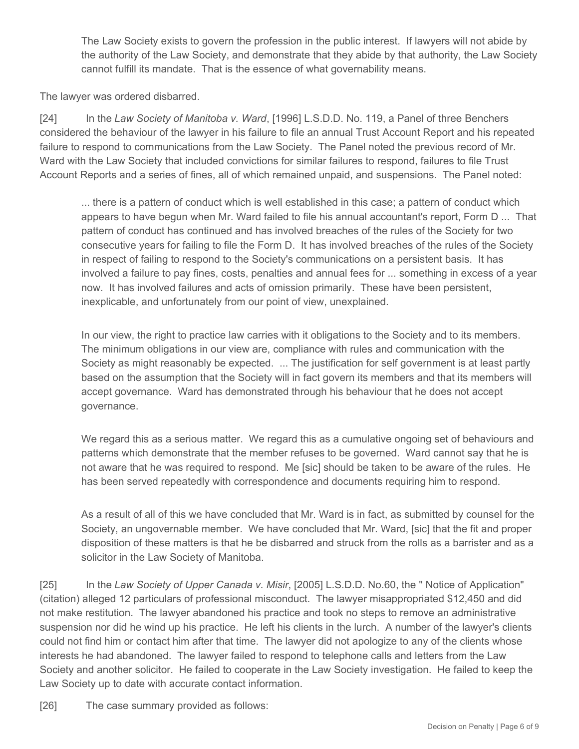> The Law Society exists to govern the profession in the public interest. If lawyers will not abide by the authority of the Law Society, and demonstrate that they abide by that authority, the Law Society cannot fulfill its mandate. That is the essence of what governability means.

The lawyer was ordered disbarred.

[24] In the *Law Society of Manitoba v. Ward*, [1996] L.S.D.D. No. 119, a Panel of three Benchers considered the behaviour of the lawyer in his failure to file an annual Trust Account Report and his repeated failure to respond to communications from the Law Society. The Panel noted the previous record of Mr. Ward with the Law Society that included convictions for similar failures to respond, failures to file Trust Account Reports and a series of fines, all of which remained unpaid, and suspensions. The Panel noted:

> ... there is a pattern of conduct which is well established in this case; a pattern of conduct which appears to have begun when Mr. Ward failed to file his annual accountant's report, Form D ... That pattern of conduct has continued and has involved breaches of the rules of the Society for two consecutive years for failing to file the Form D. It has involved breaches of the rules of the Society in respect of failing to respond to the Society's communications on a persistent basis. It has involved a failure to pay fines, costs, penalties and annual fees for ... something in excess of a year now. It has involved failures and acts of omission primarily. These have been persistent, inexplicable, and unfortunately from our point of view, unexplained.
>
> In our view, the right to practice law carries with it obligations to the Society and to its members. The minimum obligations in our view are, compliance with rules and communication with the Society as might reasonably be expected. ... The justification for self government is at least partly based on the assumption that the Society will in fact govern its members and that its members will accept governance. Ward has demonstrated through his behaviour that he does not accept governance.
>
> We regard this as a serious matter. We regard this as a cumulative ongoing set of behaviours and patterns which demonstrate that the member refuses to be governed. Ward cannot say that he is not aware that he was required to respond. Me [sic] should be taken to be aware of the rules. He has been served repeatedly with correspondence and documents requiring him to respond.
>
> As a result of all of this we have concluded that Mr. Ward is in fact, as submitted by counsel for the Society, an ungovernable member. We have concluded that Mr. Ward, [sic] that the fit and proper disposition of these matters is that he be disbarred and struck from the rolls as a barrister and as a solicitor in the Law Society of Manitoba.

[25] In the *Law Society of Upper Canada v. Misir*, [2005] L.S.D.D. No.60, the " Notice of Application" (citation) alleged 12 particulars of professional misconduct. The lawyer misappropriated $12,450 and did not make restitution. The lawyer abandoned his practice and took no steps to remove an administrative suspension nor did he wind up his practice. He left his clients in the lurch. A number of the lawyer's clients could not find him or contact him after that time. The lawyer did not apologize to any of the clients whose interests he had abandoned. The lawyer failed to respond to telephone calls and letters from the Law Society and another solicitor. He failed to cooperate in the Law Society investigation. He failed to keep the Law Society up to date with accurate contact information.

[26] The case summary provided as follows: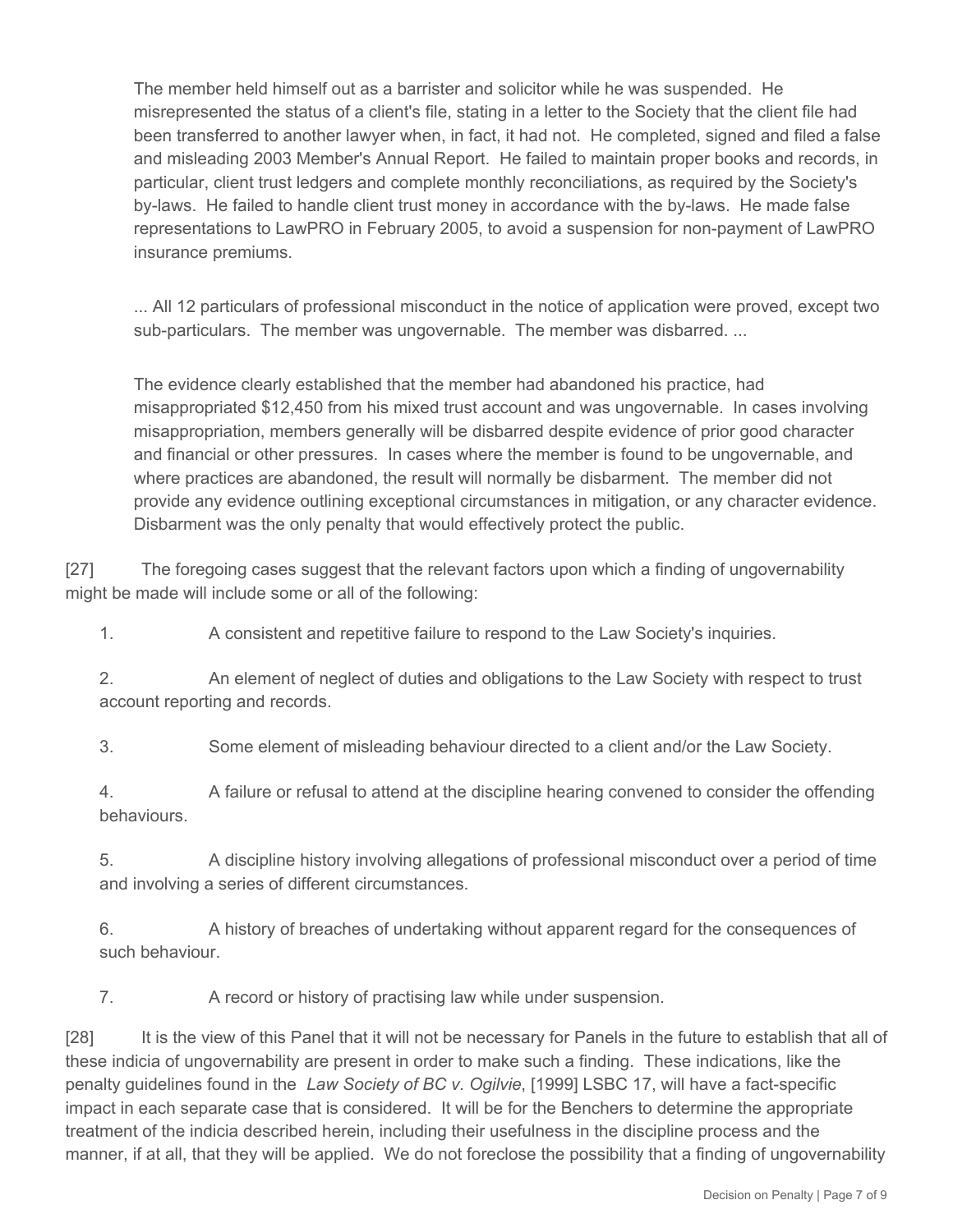> The member held himself out as a barrister and solicitor while he was suspended. He misrepresented the status of a client's file, stating in a letter to the Society that the client file had been transferred to another lawyer when, in fact, it had not. He completed, signed and filed a false and misleading 2003 Member's Annual Report. He failed to maintain proper books and records, in particular, client trust ledgers and complete monthly reconciliations, as required by the Society's by-laws. He failed to handle client trust money in accordance with the by-laws. He made false representations to LawPRO in February 2005, to avoid a suspension for non-payment of LawPRO insurance premiums.
>
> ... All 12 particulars of professional misconduct in the notice of application were proved, except two sub-particulars. The member was ungovernable. The member was disbarred. ...
>
> The evidence clearly established that the member had abandoned his practice, had misappropriated $12,450 from his mixed trust account and was ungovernable. In cases involving misappropriation, members generally will be disbarred despite evidence of prior good character and financial or other pressures. In cases where the member is found to be ungovernable, and where practices are abandoned, the result will normally be disbarment. The member did not provide any evidence outlining exceptional circumstances in mitigation, or any character evidence. Disbarment was the only penalty that would effectively protect the public.

[27] The foregoing cases suggest that the relevant factors upon which a finding of ungovernability might be made will include some or all of the following:

1. A consistent and repetitive failure to respond to the Law Society's inquiries.
2. An element of neglect of duties and obligations to the Law Society with respect to trust account reporting and records.
3. Some element of misleading behaviour directed to a client and/or the Law Society.
4. A failure or refusal to attend at the discipline hearing convened to consider the offending behaviours.
5. A discipline history involving allegations of professional misconduct over a period of time and involving a series of different circumstances.
6. A history of breaches of undertaking without apparent regard for the consequences of such behaviour.
7. A record or history of practising law while under suspension.

[28] It is the view of this Panel that it will not be necessary for Panels in the future to establish that all of these indicia of ungovernability are present in order to make such a finding. These indications, like the penalty guidelines found in the *Law Society of BC v. Ogilvie*, [1999] LSBC 17, will have a fact-specific impact in each separate case that is considered. It will be for the Benchers to determine the appropriate treatment of the indicia described herein, including their usefulness in the discipline process and the manner, if at all, that they will be applied. We do not foreclose the possibility that a finding of ungovernability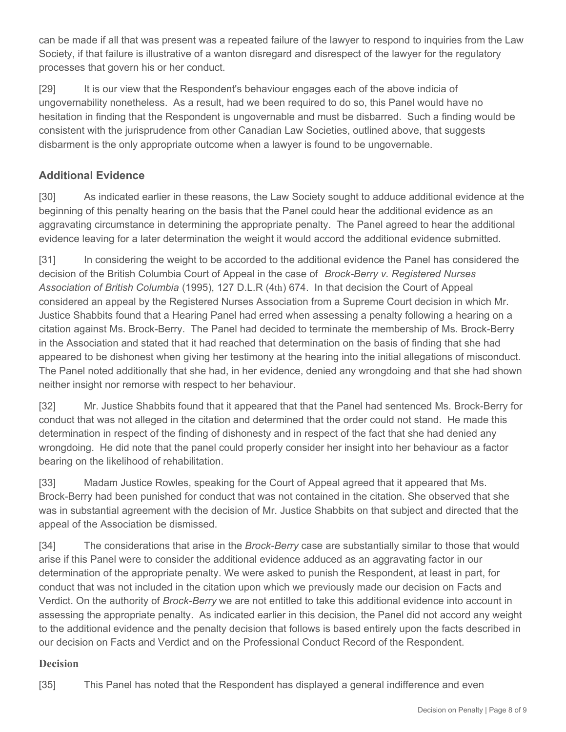can be made if all that was present was a repeated failure of the lawyer to respond to inquiries from the Law Society, if that failure is illustrative of a wanton disregard and disrespect of the lawyer for the regulatory processes that govern his or her conduct.

[29] It is our view that the Respondent's behaviour engages each of the above indicia of ungovernability nonetheless. As a result, had we been required to do so, this Panel would have no hesitation in finding that the Respondent is ungovernable and must be disbarred. Such a finding would be consistent with the jurisprudence from other Canadian Law Societies, outlined above, that suggests disbarment is the only appropriate outcome when a lawyer is found to be ungovernable.

## Additional Evidence

[30] As indicated earlier in these reasons, the Law Society sought to adduce additional evidence at the beginning of this penalty hearing on the basis that the Panel could hear the additional evidence as an aggravating circumstance in determining the appropriate penalty. The Panel agreed to hear the additional evidence leaving for a later determination the weight it would accord the additional evidence submitted.

[31] In considering the weight to be accorded to the additional evidence the Panel has considered the decision of the British Columbia Court of Appeal in the case of *Brock-Berry v. Registered Nurses Association of British Columbia* (1995), 127 D.L.R (4th) 674. In that decision the Court of Appeal considered an appeal by the Registered Nurses Association from a Supreme Court decision in which Mr. Justice Shabbits found that a Hearing Panel had erred when assessing a penalty following a hearing on a citation against Ms. Brock-Berry. The Panel had decided to terminate the membership of Ms. Brock-Berry in the Association and stated that it had reached that determination on the basis of finding that she had appeared to be dishonest when giving her testimony at the hearing into the initial allegations of misconduct. The Panel noted additionally that she had, in her evidence, denied any wrongdoing and that she had shown neither insight nor remorse with respect to her behaviour.

[32] Mr. Justice Shabbits found that it appeared that that the Panel had sentenced Ms. Brock-Berry for conduct that was not alleged in the citation and determined that the order could not stand. He made this determination in respect of the finding of dishonesty and in respect of the fact that she had denied any wrongdoing. He did note that the panel could properly consider her insight into her behaviour as a factor bearing on the likelihood of rehabilitation.

[33] Madam Justice Rowles, speaking for the Court of Appeal agreed that it appeared that Ms. Brock-Berry had been punished for conduct that was not contained in the citation. She observed that she was in substantial agreement with the decision of Mr. Justice Shabbits on that subject and directed that the appeal of the Association be dismissed.

[34] The considerations that arise in the *Brock-Berry* case are substantially similar to those that would arise if this Panel were to consider the additional evidence adduced as an aggravating factor in our determination of the appropriate penalty. We were asked to punish the Respondent, at least in part, for conduct that was not included in the citation upon which we previously made our decision on Facts and Verdict. On the authority of *Brock-Berry* we are not entitled to take this additional evidence into account in assessing the appropriate penalty. As indicated earlier in this decision, the Panel did not accord any weight to the additional evidence and the penalty decision that follows is based entirely upon the facts described in our decision on Facts and Verdict and on the Professional Conduct Record of the Respondent.

## Decision

[35] This Panel has noted that the Respondent has displayed a general indifference and even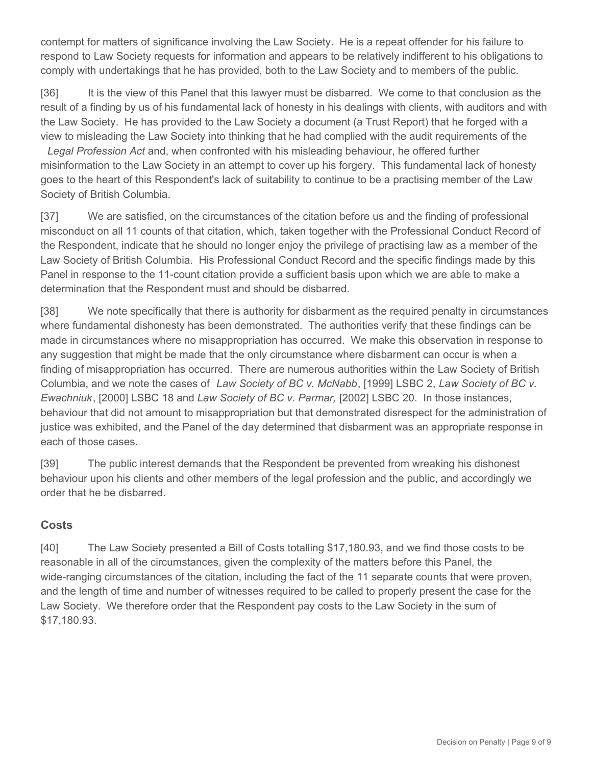contempt for matters of significance involving the Law Society. He is a repeat offender for his failure to respond to Law Society requests for information and appears to be relatively indifferent to his obligations to comply with undertakings that he has provided, both to the Law Society and to members of the public.

[36] It is the view of this Panel that this lawyer must be disbarred. We come to that conclusion as the result of a finding by us of his fundamental lack of honesty in his dealings with clients, with auditors and with the Law Society. He has provided to the Law Society a document (a Trust Report) that he forged with a view to misleading the Law Society into thinking that he had complied with the audit requirements of the *Legal Profession Act* and, when confronted with his misleading behaviour, he offered further misinformation to the Law Society in an attempt to cover up his forgery. This fundamental lack of honesty goes to the heart of this Respondent's lack of suitability to continue to be a practising member of the Law Society of British Columbia.

[37] We are satisfied, on the circumstances of the citation before us and the finding of professional misconduct on all 11 counts of that citation, which, taken together with the Professional Conduct Record of the Respondent, indicate that he should no longer enjoy the privilege of practising law as a member of the Law Society of British Columbia. His Professional Conduct Record and the specific findings made by this Panel in response to the 11-count citation provide a sufficient basis upon which we are able to make a determination that the Respondent must and should be disbarred.

[38] We note specifically that there is authority for disbarment as the required penalty in circumstances where fundamental dishonesty has been demonstrated. The authorities verify that these findings can be made in circumstances where no misappropriation has occurred. We make this observation in response to any suggestion that might be made that the only circumstance where disbarment can occur is when a finding of misappropriation has occurred. There are numerous authorities within the Law Society of British Columbia, and we note the cases of *Law Society of BC v. McNabb*, [1999] LSBC 2, *Law Society of BC v. Ewachniuk*, [2000] LSBC 18 and *Law Society of BC v. Parmar,* [2002] LSBC 20. In those instances, behaviour that did not amount to misappropriation but that demonstrated disrespect for the administration of justice was exhibited, and the Panel of the day determined that disbarment was an appropriate response in each of those cases.

[39] The public interest demands that the Respondent be prevented from wreaking his dishonest behaviour upon his clients and other members of the legal profession and the public, and accordingly we order that he be disbarred.

## Costs

[40] The Law Society presented a Bill of Costs totalling $17,180.93, and we find those costs to be reasonable in all of the circumstances, given the complexity of the matters before this Panel, the wide-ranging circumstances of the citation, including the fact of the 11 separate counts that were proven, and the length of time and number of witnesses required to be called to properly present the case for the Law Society. We therefore order that the Respondent pay costs to the Law Society in the sum of $17,180.93.